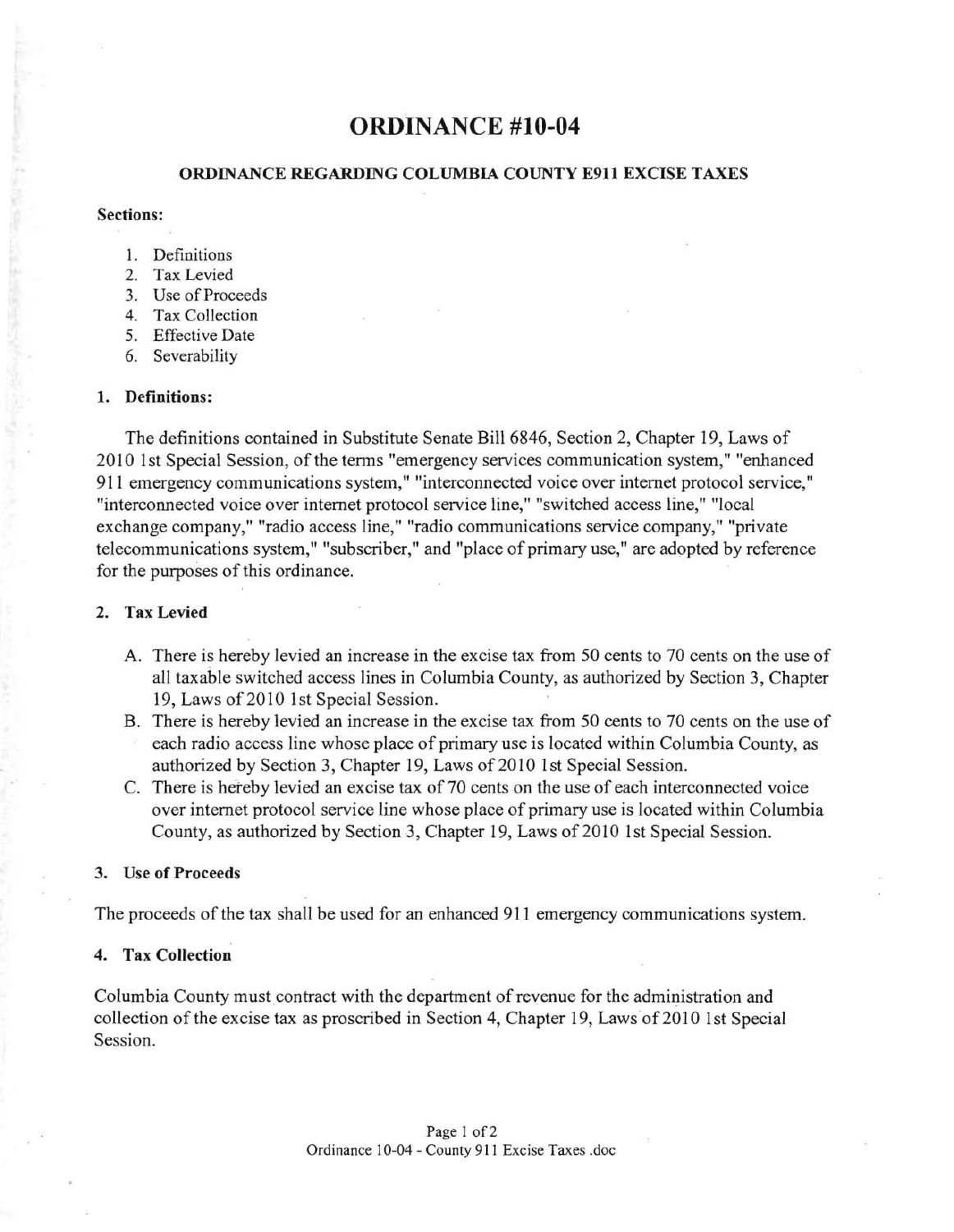# ORDINANCE #10-04

### ORDINANCE REGARDING COLUMBIA COUNTY E911 EXCISE TAXES

**Sections:**

1. Definitions
2. Tax Levied
3. Use of Proceeds
4. Tax Collection
5. Effective Date
6. Severability

#### 1. Definitions:

The definitions contained in Substitute Senate Bill 6846, Section 2, Chapter 19, Laws of 2010 1st Special Session, of the terms "emergency services communication system," "enhanced 911 emergency communications system," "interconnected voice over internet protocol service," "interconnected voice over internet protocol service line," "switched access line," "local exchange company," "radio access line," "radio communications service company," "private telecommunications system," "subscriber," and "place of primary use," are adopted by reference for the purposes of this ordinance.

#### 2. Tax Levied

A. There is hereby levied an increase in the excise tax from 50 cents to 70 cents on the use of all taxable switched access lines in Columbia County, as authorized by Section 3, Chapter 19, Laws of 2010 1st Special Session.

B. There is hereby levied an increase in the excise tax from 50 cents to 70 cents on the use of each radio access line whose place of primary use is located within Columbia County, as authorized by Section 3, Chapter 19, Laws of 2010 1st Special Session.

C. There is hereby levied an excise tax of 70 cents on the use of each interconnected voice over internet protocol service line whose place of primary use is located within Columbia County, as authorized by Section 3, Chapter 19, Laws of 2010 1st Special Session.

#### 3. Use of Proceeds

The proceeds of the tax shall be used for an enhanced 911 emergency communications system.

#### 4. Tax Collection

Columbia County must contract with the department of revenue for the administration and collection of the excise tax as proscribed in Section 4, Chapter 19, Laws of 2010 1st Special Session.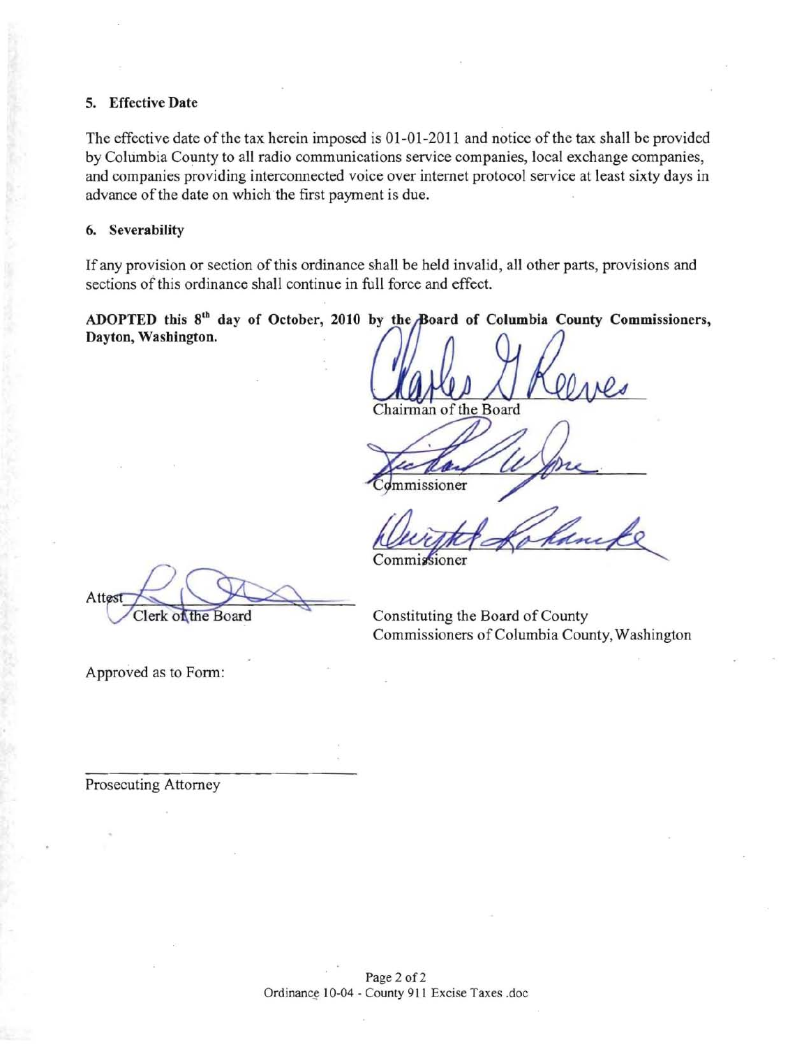## 5. Effective Date

The effective date of the tax herein imposed is 01-01-2011 and notice of the tax shall be provided by Columbia County to all radio communications service companies, local exchange companies, and companies providing interconnected voice over internet protocol service at least sixty days in advance of the date on which the first payment is due.

## 6. Severability

If any provision or section of this ordinance shall be held invalid, all other parts, provisions and sections of this ordinance shall continue in full force and effect.

**ADOPTED this 8th day of October, 2010 by the Board of Columbia County Commissioners, Dayton, Washington.**

Charles G Reeves
Chairman of the Board

Richard W Jones
Commissioner

Dwight Robanske
Commissioner

Attest
Clerk of the Board

Constituting the Board of County Commissioners of Columbia County, Washington

Approved as to Form:

\_\_\_\_\_\_\_\_\_\_\_\_\_\_\_\_\_\_\_\_\_\_\_\_
Prosecuting Attorney

Ordinance 10-04 - County 911 Excise Taxes .doc